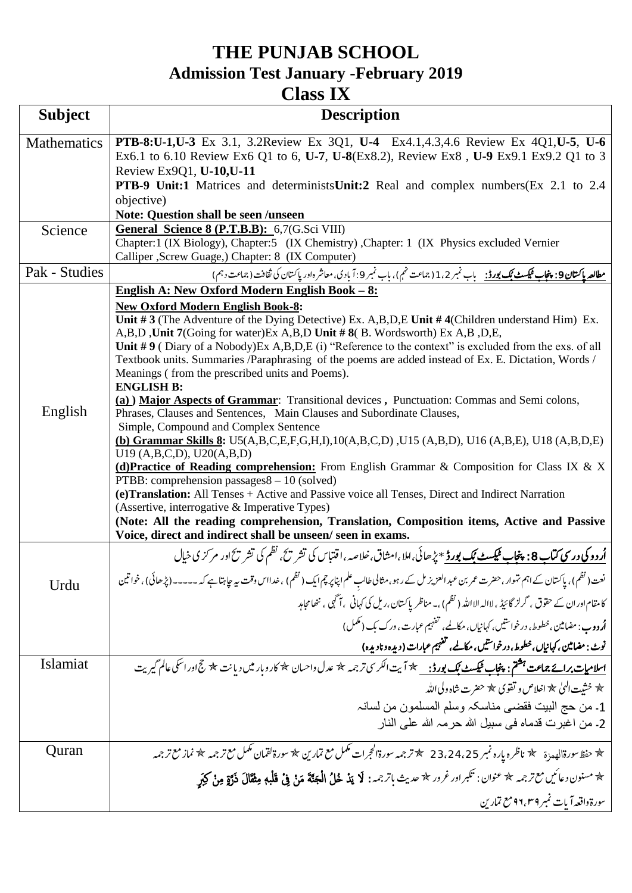# THE PUNJAB SCHOOL
## Admission Test January -February 2019
## Class IX

| Subject | Description |
|---|---|
| Mathematics | **PTB-8:U-1,U-3** Ex 3.1, 3.2Review Ex 3Q1, **U-4** Ex4.1,4.3,4.6 Review Ex 4Q1,**U-5**, **U-6** Ex6.1 to 6.10 Review Ex6 Q1 to 6, **U-7**, **U-8**(Ex8.2), Review Ex8 , **U-9** Ex9.1 Ex9.2 Q1 to 3 Review Ex9Q1, **U-10,U-11**<br>**PTB-9 Unit:1** Matrices and determinists**Unit:2** Real and complex numbers(Ex 2.1 to 2.4 objective)<br>**Note: Question shall be seen /unseen** |
| Science | **General Science 8 (P.T.B.B):** 6,7(G.Sci VIII)<br>Chapter:1 (IX Biology), Chapter:5 (IX Chemistry) ,Chapter: 1 (IX Physics excluded Vernier Calliper ,Screw Guage,) Chapter: 8 (IX Computer) |
| Pak - Studies | **مطالعہ پاکستان 9: پنجاب ٹیکسٹ بک بورڈ:** باب نمبر 1،2 (جماعت نہم)، باب نمبر 9: آبادی، معاشرہ اور پاکستان کی ثقافت (جماعت دہم) |
| English | **English A: New Oxford Modern English Book – 8:**<br>**New Oxford Modern English Book-8:**<br>**Unit # 3** (The Adventure of the Dying Detective) Ex. A,B,D,E **Unit # 4**(Children understand Him) Ex. A,B,D ,**Unit 7**(Going for water)Ex A,B,D **Unit # 8**( B. Wordsworth) Ex A,B ,D,E,<br>**Unit # 9** ( Diary of a Nobody)Ex A,B,D,E (i) "Reference to the context" is excluded from the exs. of all Textbook units. Summaries /Paraphrasing of the poems are added instead of Ex. E. Dictation, Words / Meanings ( from the prescribed units and Poems).<br>**ENGLISH B:**<br>**(a) ) Major Aspects of Grammar**: Transitional devices **,** Punctuation: Commas and Semi colons, Phrases, Clauses and Sentences, Main Clauses and Subordinate Clauses, Simple, Compound and Complex Sentence<br>**(b) Grammar Skills 8:** U5(A,B,C,E,F,G,H,I),10(A,B,C,D) ,U15 (A,B,D), U16 (A,B,E), U18 (A,B,D,E) U19 (A,B,C,D), U20(A,B,D)<br>**(d)Practice of Reading comprehension:** From English Grammar & Composition for Class IX & X PTBB: comprehension passages8 – 10 (solved)<br>**(e)Translation:** All Tenses + Active and Passive voice all Tenses, Direct and Indirect Narration (Assertive, interrogative & Imperative Types)<br>**(Note: All the reading comprehension, Translation, Composition items, Active and Passive Voice, direct and indirect shall be unseen/ seen in exams.** |
| Urdu | **اُردو کی درسی کتاب 8: پنجاب ٹیکسٹ بک بورڈ** *پڑھائی، املا، اشاق، خلاصہ، اقتباس کی تشریح، نظم کی تشریح اور مرکزی خیال<br>نعت (نظم)، پاکستان کے اہم تہوار، حضرت عمر بن عبدالعزیز مل کے رہو، مثالی طالب علم اپنا پرچم ایک (نظم)، خدا اس وقت یہ چاہتا ہے کہ ----- (پڑھائی)، خواتین کا مقام اور ان کے حقوق، گرلز گائیڈ، لاالہ الااللہ (نظم)۔ مناظر پاکستان، ریل کی کہانی، آگہی، ننھا مجاہد<br>**اُردو ب:** مضامین، خطوط، درخواستیں، کہانیاں، مکالمے، تفہیم عبارت، ورک بک (مکمل)<br>**نوٹ: مضامین، کہانیاں، خطوط، درخواستیں، مکالمے، تفہیم عبارات (دیدہ و نادیدہ)** |
| Islamiat | **اسلامیات برائے جماعت ہشتم: پنجاب ٹیکسٹ بک بورڈ:** ☆ آیت الکرسی ترجمہ ☆ عدل و احسان ☆ کاروبار میں دیانت ☆ حج اور اسکی عالم گیریت<br>☆ خشیت الہیٰ ☆ اخلاص و تقویٰ ☆ حضرت شاہ ولی اللہ<br>1- من حج البیت فقضی مناسکہ وسلم المسلمون من لسانہ<br>2- من اغبرت قدماہ فی سبیل اللہ حرمہ اللہ علی النار |
| Quran | ☆ حفظ سورۃ الھمزۃ ☆ ناظرہ پارہ نمبر 23،24،25 ☆ ترجمہ سورۃ الحجرات مکمل مع تمارین ☆ سورۃ لقمان مکمل مع ترجمہ ☆ نماز مع ترجمہ<br>☆ مسنون دعائیں مع ترجمہ ☆ عنوان: تکبر اور غرور ☆ حدیث باترجمہ: لَا يَدْخُلُ الْجَنَّةَ مَنْ فِيْ قَلْبِهٖ مِثْقَالَ ذَرَّةٍ مِنْ كِبْرٍ<br>سورۃ واقعہ آیات نمبر ۳۹،۹۶ مع تمارین |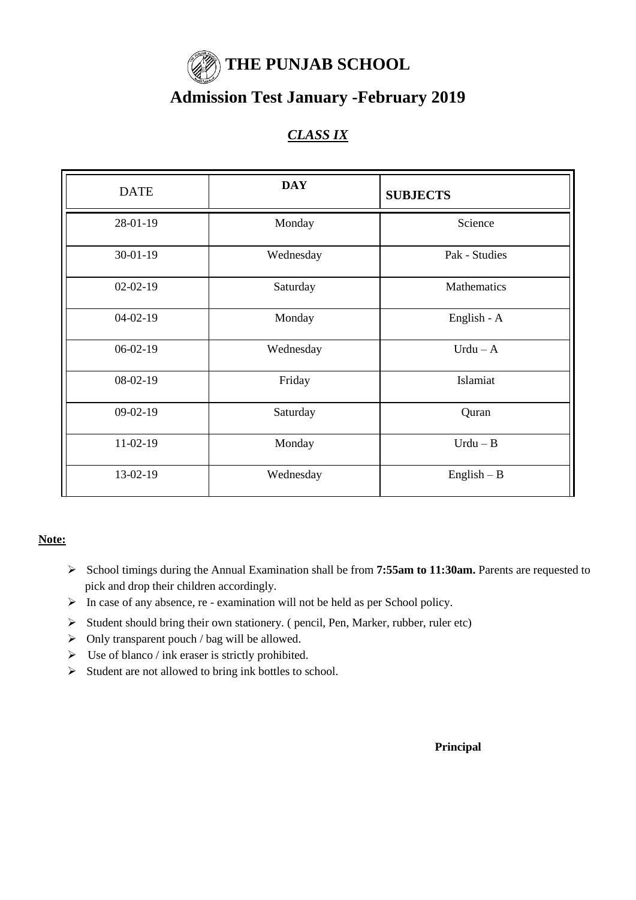# THE PUNJAB SCHOOL

## Admission Test January -February 2019

### *CLASS IX*

| DATE | **DAY** | **SUBJECTS** |
|---|---|---|
| 28-01-19 | Monday | Science |
| 30-01-19 | Wednesday | Pak - Studies |
| 02-02-19 | Saturday | Mathematics |
| 04-02-19 | Monday | English - A |
| 06-02-19 | Wednesday | Urdu – A |
| 08-02-19 | Friday | Islamiat |
| 09-02-19 | Saturday | Quran |
| 11-02-19 | Monday | Urdu – B |
| 13-02-19 | Wednesday | English – B |

**Note:**

- School timings during the Annual Examination shall be from **7:55am to 11:30am.** Parents are requested to pick and drop their children accordingly.
- In case of any absence, re - examination will not be held as per School policy.
- Student should bring their own stationery. ( pencil, Pen, Marker, rubber, ruler etc)
- Only transparent pouch / bag will be allowed.
- Use of blanco / ink eraser is strictly prohibited.
- Student are not allowed to bring ink bottles to school.

**Principal**